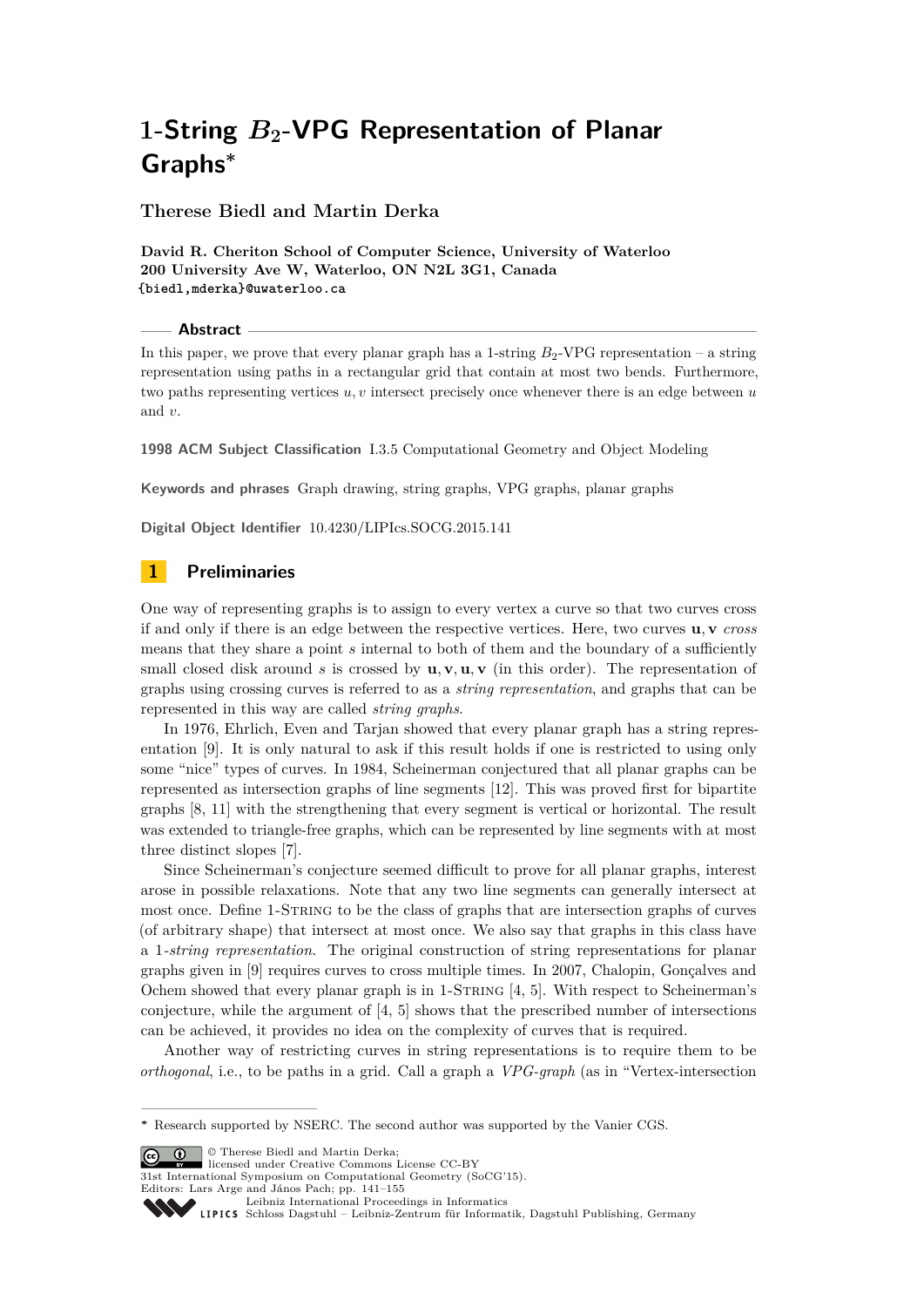# 1-String $B_2$-VPG Representation of Planar Graphs*

**Therese Biedl and Martin Derka**

**David R. Cheriton School of Computer Science, University of Waterloo**
**200 University Ave W, Waterloo, ON N2L 3G1, Canada**
**{biedl,mderka}@uwaterloo.ca**

## Abstract

In this paper, we prove that every planar graph has a 1-string $B_2$-VPG representation – a string representation using paths in a rectangular grid that contain at most two bends. Furthermore, two paths representing vertices $u, v$ intersect precisely once whenever there is an edge between $u$ and $v$.

**1998 ACM Subject Classification** I.3.5 Computational Geometry and Object Modeling

**Keywords and phrases** Graph drawing, string graphs, VPG graphs, planar graphs

**Digital Object Identifier** 10.4230/LIPIcs.SOCG.2015.141

## 1 Preliminaries

One way of representing graphs is to assign to every vertex a curve so that two curves cross if and only if there is an edge between the respective vertices. Here, two curves $\mathbf{u}, \mathbf{v}$ *cross* means that they share a point $s$ internal to both of them and the boundary of a sufficiently small closed disk around $s$ is crossed by $\mathbf{u}, \mathbf{v}, \mathbf{u}, \mathbf{v}$ (in this order). The representation of graphs using crossing curves is referred to as a *string representation*, and graphs that can be represented in this way are called *string graphs*.

In 1976, Ehrlich, Even and Tarjan showed that every planar graph has a string representation [9]. It is only natural to ask if this result holds if one is restricted to using only some "nice" types of curves. In 1984, Scheinerman conjectured that all planar graphs can be represented as intersection graphs of line segments [12]. This was proved first for bipartite graphs [8, 11] with the strengthening that every segment is vertical or horizontal. The result was extended to triangle-free graphs, which can be represented by line segments with at most three distinct slopes [7].

Since Scheinerman's conjecture seemed difficult to prove for all planar graphs, interest arose in possible relaxations. Note that any two line segments can generally intersect at most once. Define 1-String to be the class of graphs that are intersection graphs of curves (of arbitrary shape) that intersect at most once. We also say that graphs in this class have a 1-*string representation*. The original construction of string representations for planar graphs given in [9] requires curves to cross multiple times. In 2007, Chalopin, Gonçalves and Ochem showed that every planar graph is in 1-String [4, 5]. With respect to Scheinerman's conjecture, while the argument of [4, 5] shows that the prescribed number of intersections can be achieved, it provides no idea on the complexity of curves that is required.

Another way of restricting curves in string representations is to require them to be *orthogonal*, i.e., to be paths in a grid. Call a graph a *VPG-graph* (as in "Vertex-intersection

---

* Research supported by NSERC. The second author was supported by the Vanier CGS.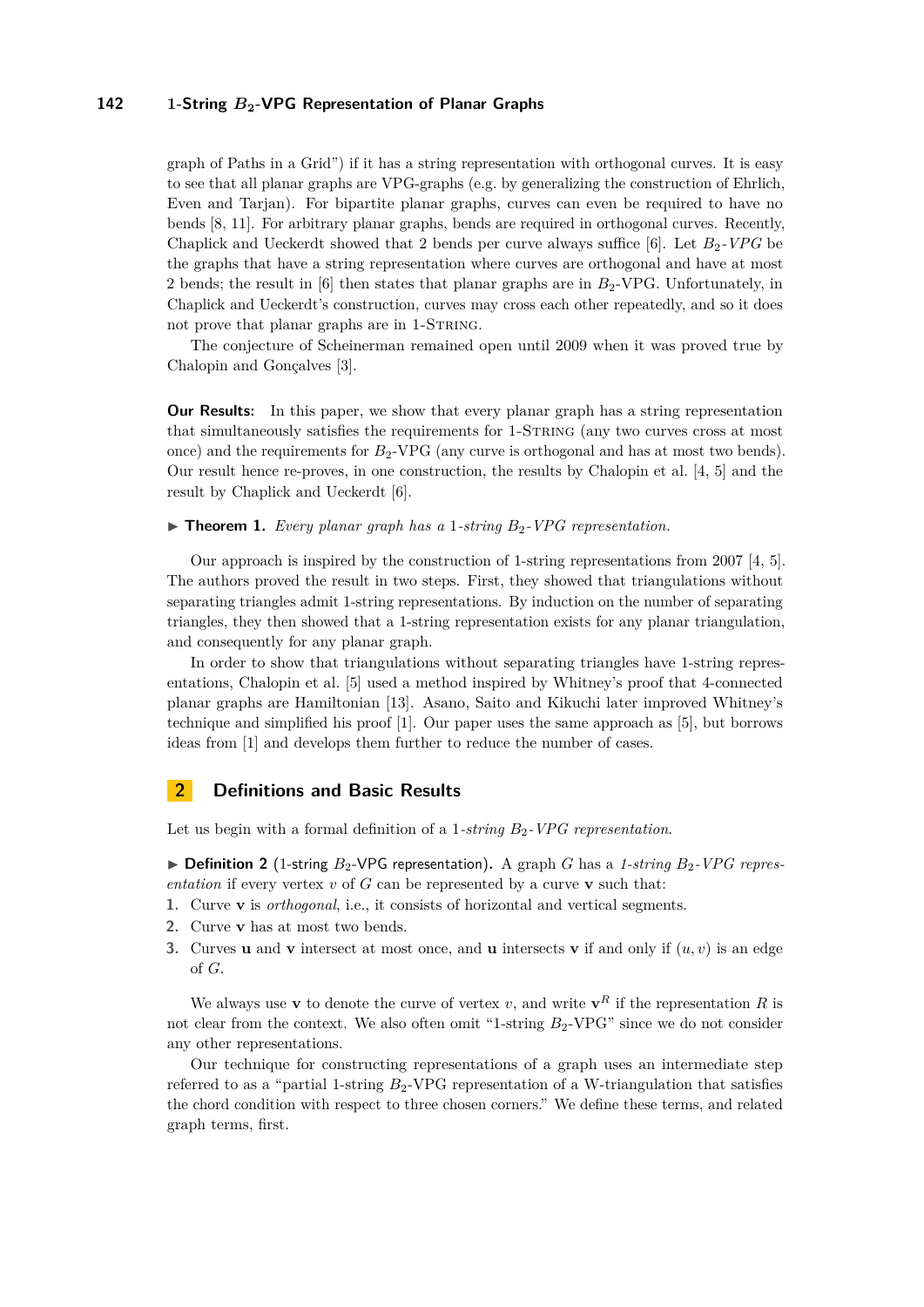graph of Paths in a Grid") if it has a string representation with orthogonal curves. It is easy to see that all planar graphs are VPG-graphs (e.g. by generalizing the construction of Ehrlich, Even and Tarjan). For bipartite planar graphs, curves can even be required to have no bends [8, 11]. For arbitrary planar graphs, bends are required in orthogonal curves. Recently, Chaplick and Ueckerdt showed that 2 bends per curve always suffice [6]. Let $B_2$-*VPG* be the graphs that have a string representation where curves are orthogonal and have at most 2 bends; the result in [6] then states that planar graphs are in $B_2$-VPG. Unfortunately, in Chaplick and Ueckerdt's construction, curves may cross each other repeatedly, and so it does not prove that planar graphs are in 1-String.

The conjecture of Scheinerman remained open until 2009 when it was proved true by Chalopin and Gonçalves [3].

**Our Results:** In this paper, we show that every planar graph has a string representation that simultaneously satisfies the requirements for 1-String (any two curves cross at most once) and the requirements for $B_2$-VPG (any curve is orthogonal and has at most two bends). Our result hence re-proves, in one construction, the results by Chalopin et al. [4, 5] and the result by Chaplick and Ueckerdt [6].

▶ **Theorem 1.** *Every planar graph has a* 1*-string* $B_2$*-VPG representation.*

Our approach is inspired by the construction of 1-string representations from 2007 [4, 5]. The authors proved the result in two steps. First, they showed that triangulations without separating triangles admit 1-string representations. By induction on the number of separating triangles, they then showed that a 1-string representation exists for any planar triangulation, and consequently for any planar graph.

In order to show that triangulations without separating triangles have 1-string representations, Chalopin et al. [5] used a method inspired by Whitney's proof that 4-connected planar graphs are Hamiltonian [13]. Asano, Saito and Kikuchi later improved Whitney's technique and simplified his proof [1]. Our paper uses the same approach as [5], but borrows ideas from [1] and develops them further to reduce the number of cases.

## 2 Definitions and Basic Results

Let us begin with a formal definition of a 1*-string* $B_2$*-VPG representation*.

▶ **Definition 2** (1-string $B_2$-VPG representation)**.** A graph $G$ has a *1-string* $B_2$*-VPG representation* if every vertex $v$ of $G$ can be represented by a curve $\mathbf{v}$ such that:

1. Curve $\mathbf{v}$ is *orthogonal*, i.e., it consists of horizontal and vertical segments.
2. Curve $\mathbf{v}$ has at most two bends.
3. Curves $\mathbf{u}$ and $\mathbf{v}$ intersect at most once, and $\mathbf{u}$ intersects $\mathbf{v}$ if and only if $(u, v)$ is an edge of $G$.

We always use $\mathbf{v}$ to denote the curve of vertex $v$, and write $\mathbf{v}^R$ if the representation $R$ is not clear from the context. We also often omit "1-string $B_2$-VPG" since we do not consider any other representations.

Our technique for constructing representations of a graph uses an intermediate step referred to as a "partial 1-string $B_2$-VPG representation of a W-triangulation that satisfies the chord condition with respect to three chosen corners." We define these terms, and related graph terms, first.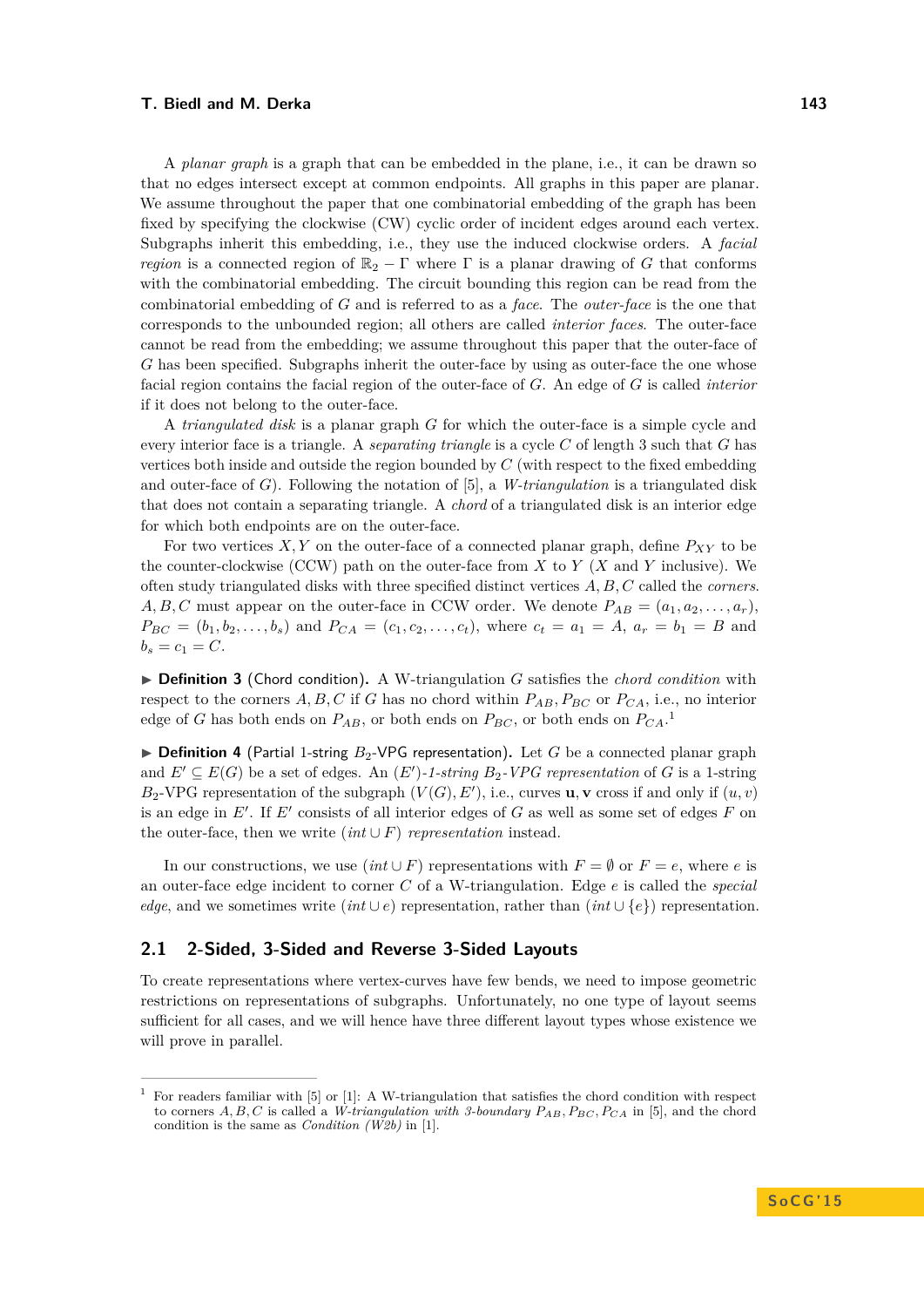A *planar graph* is a graph that can be embedded in the plane, i.e., it can be drawn so that no edges intersect except at common endpoints. All graphs in this paper are planar. We assume throughout the paper that one combinatorial embedding of the graph has been fixed by specifying the clockwise (CW) cyclic order of incident edges around each vertex. Subgraphs inherit this embedding, i.e., they use the induced clockwise orders. A *facial region* is a connected region of $\mathbb{R}_2 - \Gamma$ where $\Gamma$ is a planar drawing of $G$ that conforms with the combinatorial embedding. The circuit bounding this region can be read from the combinatorial embedding of $G$ and is referred to as a *face*. The *outer-face* is the one that corresponds to the unbounded region; all others are called *interior faces*. The outer-face cannot be read from the embedding; we assume throughout this paper that the outer-face of $G$ has been specified. Subgraphs inherit the outer-face by using as outer-face the one whose facial region contains the facial region of the outer-face of $G$. An edge of $G$ is called *interior* if it does not belong to the outer-face.

A *triangulated disk* is a planar graph $G$ for which the outer-face is a simple cycle and every interior face is a triangle. A *separating triangle* is a cycle $C$ of length 3 such that $G$ has vertices both inside and outside the region bounded by $C$ (with respect to the fixed embedding and outer-face of $G$). Following the notation of [5], a *W-triangulation* is a triangulated disk that does not contain a separating triangle. A *chord* of a triangulated disk is an interior edge for which both endpoints are on the outer-face.

For two vertices $X, Y$ on the outer-face of a connected planar graph, define $P_{XY}$ to be the counter-clockwise (CCW) path on the outer-face from $X$ to $Y$ ($X$ and $Y$ inclusive). We often study triangulated disks with three specified distinct vertices $A, B, C$ called the *corners*. $A, B, C$ must appear on the outer-face in CCW order. We denote $P_{AB} = (a_1, a_2, \ldots, a_r)$, $P_{BC} = (b_1, b_2, \ldots, b_s)$ and $P_{CA} = (c_1, c_2, \ldots, c_t)$, where $c_t = a_1 = A$, $a_r = b_1 = B$ and $b_s = c_1 = C$.

▶ **Definition 3** (Chord condition). A W-triangulation $G$ satisfies the *chord condition* with respect to the corners $A, B, C$ if $G$ has no chord within $P_{AB}, P_{BC}$ or $P_{CA}$, i.e., no interior edge of $G$ has both ends on $P_{AB}$, or both ends on $P_{BC}$, or both ends on $P_{CA}$.[1]

▶ **Definition 4** (Partial 1-string $B_2$-VPG representation). Let $G$ be a connected planar graph and $E' \subseteq E(G)$ be a set of edges. An *$(E')$-1-string $B_2$-VPG representation* of $G$ is a 1-string $B_2$-VPG representation of the subgraph $(V(G), E')$, i.e., curves $\mathbf{u}, \mathbf{v}$ cross if and only if $(u, v)$ is an edge in $E'$. If $E'$ consists of all interior edges of $G$ as well as some set of edges $F$ on the outer-face, then we write *$(int \cup F)$ representation* instead.

In our constructions, we use $(int \cup F)$ representations with $F = \emptyset$ or $F = e$, where $e$ is an outer-face edge incident to corner $C$ of a W-triangulation. Edge $e$ is called the *special edge*, and we sometimes write $(int \cup e)$ representation, rather than $(int \cup \{e\})$ representation.

## 2.1 2-Sided, 3-Sided and Reverse 3-Sided Layouts

To create representations where vertex-curves have few bends, we need to impose geometric restrictions on representations of subgraphs. Unfortunately, no one type of layout seems sufficient for all cases, and we will hence have three different layout types whose existence we will prove in parallel.

[1] For readers familiar with [5] or [1]: A W-triangulation that satisfies the chord condition with respect to corners $A, B, C$ is called a *W-triangulation with 3-boundary* $P_{AB}, P_{BC}, P_{CA}$ in [5], and the chord condition is the same as *Condition (W2b)* in [1].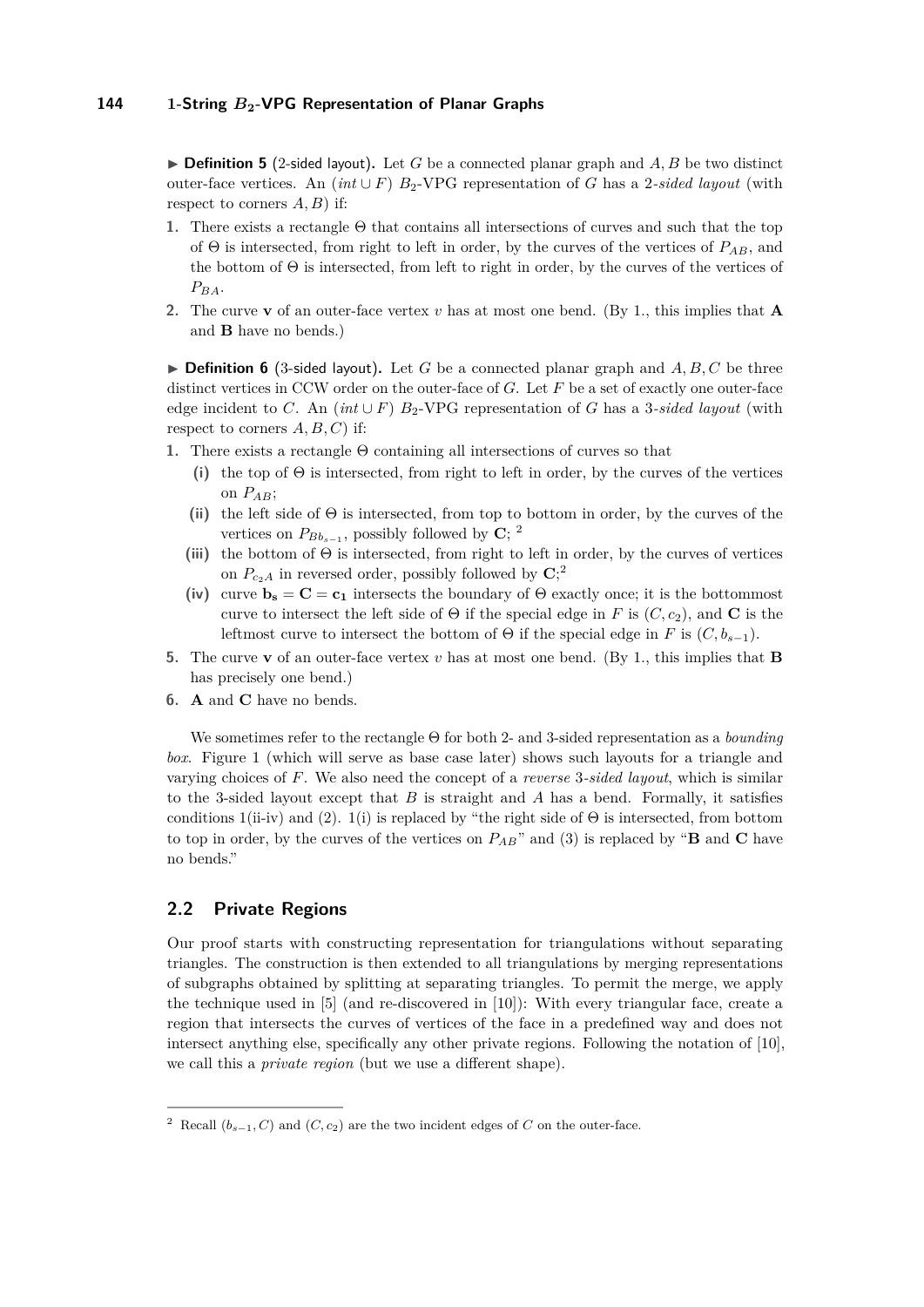▶ **Definition 5** (2-sided layout)**.** Let $G$ be a connected planar graph and $A, B$ be two distinct outer-face vertices. An $(int \cup F)$ $B_2$-VPG representation of $G$ has a *2-sided layout* (with respect to corners $A, B$) if:

1. There exists a rectangle $\Theta$ that contains all intersections of curves and such that the top of $\Theta$ is intersected, from right to left in order, by the curves of the vertices of $P_{AB}$, and the bottom of $\Theta$ is intersected, from left to right in order, by the curves of the vertices of $P_{BA}$.
2. The curve $\mathbf{v}$ of an outer-face vertex $v$ has at most one bend. (By 1., this implies that $\mathbf{A}$ and $\mathbf{B}$ have no bends.)

▶ **Definition 6** (3-sided layout)**.** Let $G$ be a connected planar graph and $A, B, C$ be three distinct vertices in CCW order on the outer-face of $G$. Let $F$ be a set of exactly one outer-face edge incident to $C$. An $(int \cup F)$ $B_2$-VPG representation of $G$ has a *3-sided layout* (with respect to corners $A, B, C$) if:

1. There exists a rectangle $\Theta$ containing all intersections of curves so that
   - **(i)** the top of $\Theta$ is intersected, from right to left in order, by the curves of the vertices on $P_{AB}$;
   - **(ii)** the left side of $\Theta$ is intersected, from top to bottom in order, by the curves of the vertices on $P_{Bb_{s-1}}$, possibly followed by $\mathbf{C}$; [2]
   - **(iii)** the bottom of $\Theta$ is intersected, from right to left in order, by the curves of vertices on $P_{c_2A}$ in reversed order, possibly followed by $\mathbf{C}$;[2]
   - **(iv)** curve $\mathbf{b_s} = \mathbf{C} = \mathbf{c_1}$ intersects the boundary of $\Theta$ exactly once; it is the bottommost curve to intersect the left side of $\Theta$ if the special edge in $F$ is $(C, c_2)$, and $\mathbf{C}$ is the leftmost curve to intersect the bottom of $\Theta$ if the special edge in $F$ is $(C, b_{s-1})$.
5. The curve $\mathbf{v}$ of an outer-face vertex $v$ has at most one bend. (By 1., this implies that $\mathbf{B}$ has precisely one bend.)
6. $\mathbf{A}$ and $\mathbf{C}$ have no bends.

We sometimes refer to the rectangle $\Theta$ for both 2- and 3-sided representation as a *bounding box*. Figure 1 (which will serve as base case later) shows such layouts for a triangle and varying choices of $F$. We also need the concept of a *reverse* 3*-sided layout*, which is similar to the 3-sided layout except that $B$ is straight and $A$ has a bend. Formally, it satisfies conditions 1(ii-iv) and (2). 1(i) is replaced by "the right side of $\Theta$ is intersected, from bottom to top in order, by the curves of the vertices on $P_{AB}$" and (3) is replaced by "$\mathbf{B}$ and $\mathbf{C}$ have no bends."

## 2.2 Private Regions

Our proof starts with constructing representation for triangulations without separating triangles. The construction is then extended to all triangulations by merging representations of subgraphs obtained by splitting at separating triangles. To permit the merge, we apply the technique used in [5] (and re-discovered in [10]): With every triangular face, create a region that intersects the curves of vertices of the face in a predefined way and does not intersect anything else, specifically any other private regions. Following the notation of [10], we call this a *private region* (but we use a different shape).

---

[2] Recall $(b_{s-1}, C)$ and $(C, c_2)$ are the two incident edges of $C$ on the outer-face.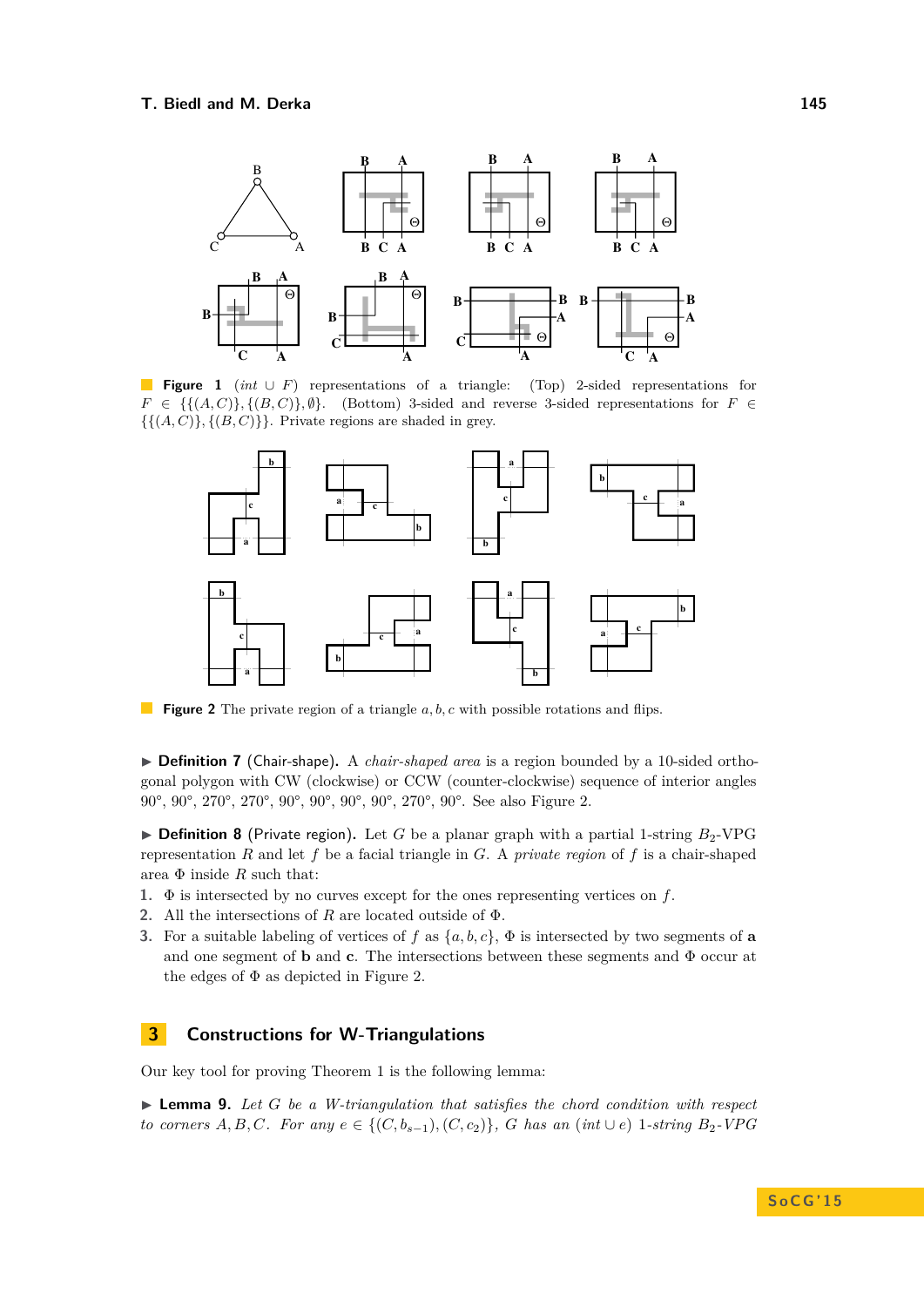**Figure 1** $(int \cup F)$ representations of a triangle: (Top) 2-sided representations for $F \in \{\{(A,C)\},\{(B,C)\},\emptyset\}$. (Bottom) 3-sided and reverse 3-sided representations for $F \in \{\{(A,C)\},\{(B,C)\}\}$. Private regions are shaded in grey.

**Figure 2** The private region of a triangle $a, b, c$ with possible rotations and flips.

▶ **Definition 7** (Chair-shape). A *chair-shaped area* is a region bounded by a 10-sided orthogonal polygon with CW (clockwise) or CCW (counter-clockwise) sequence of interior angles $90°, 90°, 270°, 270°, 90°, 90°, 90°, 90°, 270°, 90°$. See also Figure 2.

▶ **Definition 8** (Private region). Let $G$ be a planar graph with a partial 1-string $B_2$-VPG representation $R$ and let $f$ be a facial triangle in $G$. A *private region* of $f$ is a chair-shaped area $\Phi$ inside $R$ such that:

1. $\Phi$ is intersected by no curves except for the ones representing vertices on $f$.
2. All the intersections of $R$ are located outside of $\Phi$.
3. For a suitable labeling of vertices of $f$ as $\{a,b,c\}$, $\Phi$ is intersected by two segments of **a** and one segment of **b** and **c**. The intersections between these segments and $\Phi$ occur at the edges of $\Phi$ as depicted in Figure 2.

## 3 Constructions for W-Triangulations

Our key tool for proving Theorem 1 is the following lemma:

▶ **Lemma 9.** *Let $G$ be a W-triangulation that satisfies the chord condition with respect to corners $A, B, C$. For any $e \in \{(C, b_{s-1}), (C, c_2)\}$, $G$ has an $(int \cup e)$ 1-string $B_2$-VPG*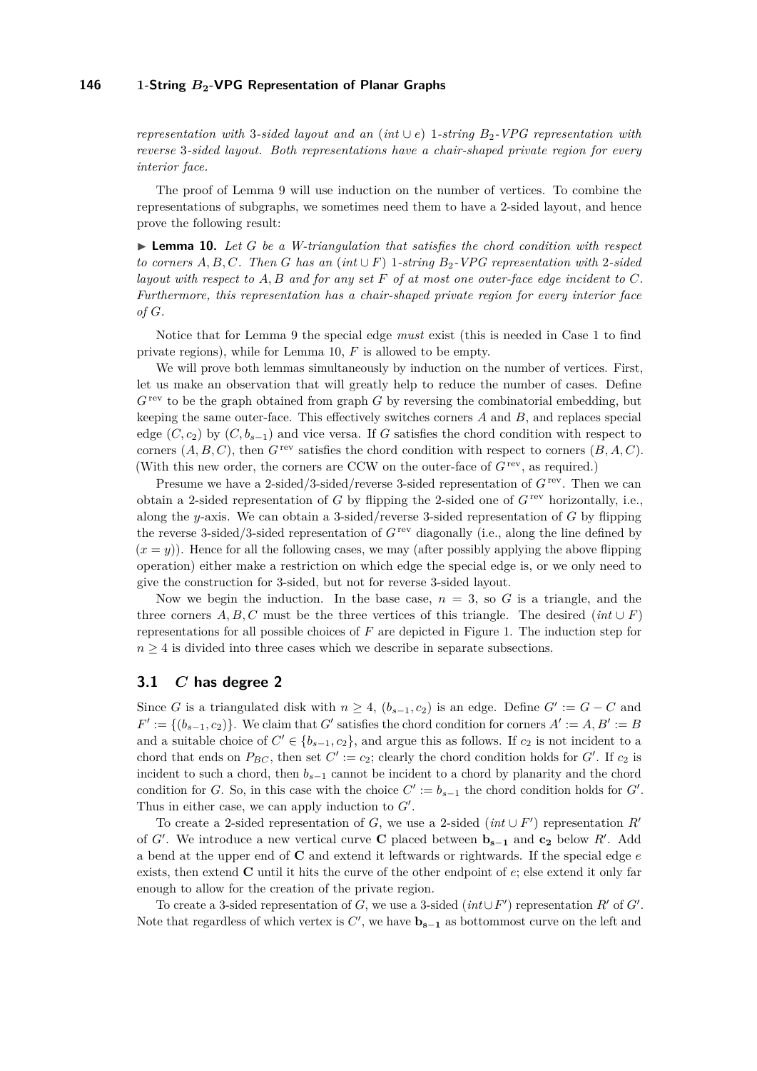*representation with* 3*-sided layout and an* $(int \cup e)$ 1*-string* $B_2$*-VPG representation with reverse* 3*-sided layout. Both representations have a chair-shaped private region for every interior face.*

The proof of Lemma 9 will use induction on the number of vertices. To combine the representations of subgraphs, we sometimes need them to have a 2-sided layout, and hence prove the following result:

▶ **Lemma 10.** *Let* $G$ *be a W-triangulation that satisfies the chord condition with respect to corners* $A, B, C$*. Then* $G$ *has an* $(int \cup F)$ 1*-string* $B_2$*-VPG representation with* 2*-sided layout with respect to* $A, B$ *and for any set* $F$ *of at most one outer-face edge incident to* $C$*. Furthermore, this representation has a chair-shaped private region for every interior face of* $G$*.*

Notice that for Lemma 9 the special edge *must* exist (this is needed in Case 1 to find private regions), while for Lemma 10, $F$ is allowed to be empty.

We will prove both lemmas simultaneously by induction on the number of vertices. First, let us make an observation that will greatly help to reduce the number of cases. Define $G^{\text{rev}}$ to be the graph obtained from graph $G$ by reversing the combinatorial embedding, but keeping the same outer-face. This effectively switches corners $A$ and $B$, and replaces special edge $(C, c_2)$ by $(C, b_{s-1})$ and vice versa. If $G$ satisfies the chord condition with respect to corners $(A, B, C)$, then $G^{\text{rev}}$ satisfies the chord condition with respect to corners $(B, A, C)$. (With this new order, the corners are CCW on the outer-face of $G^{\text{rev}}$, as required.)

Presume we have a 2-sided/3-sided/reverse 3-sided representation of $G^{\text{rev}}$. Then we can obtain a 2-sided representation of $G$ by flipping the 2-sided one of $G^{\text{rev}}$ horizontally, i.e., along the $y$-axis. We can obtain a 3-sided/reverse 3-sided representation of $G$ by flipping the reverse 3-sided/3-sided representation of $G^{\text{rev}}$ diagonally (i.e., along the line defined by $(x = y)$). Hence for all the following cases, we may (after possibly applying the above flipping operation) either make a restriction on which edge the special edge is, or we only need to give the construction for 3-sided, but not for reverse 3-sided layout.

Now we begin the induction. In the base case, $n = 3$, so $G$ is a triangle, and the three corners $A, B, C$ must be the three vertices of this triangle. The desired $(int \cup F)$ representations for all possible choices of $F$ are depicted in Figure 1. The induction step for $n \geq 4$ is divided into three cases which we describe in separate subsections.

## 3.1 $C$ has degree 2

Since $G$ is a triangulated disk with $n \geq 4$, $(b_{s-1}, c_2)$ is an edge. Define $G' := G - C$ and $F' := \{(b_{s-1}, c_2)\}$. We claim that $G'$ satisfies the chord condition for corners $A' := A, B' := B$ and a suitable choice of $C' \in \{b_{s-1}, c_2\}$, and argue this as follows. If $c_2$ is not incident to a chord that ends on $P_{BC}$, then set $C' := c_2$; clearly the chord condition holds for $G'$. If $c_2$ is incident to such a chord, then $b_{s-1}$ cannot be incident to a chord by planarity and the chord condition for $G$. So, in this case with the choice $C' := b_{s-1}$ the chord condition holds for $G'$. Thus in either case, we can apply induction to $G'$.

To create a 2-sided representation of $G$, we use a 2-sided $(int \cup F')$ representation $R'$ of $G'$. We introduce a new vertical curve $\mathbf{C}$ placed between $\mathbf{b_{s-1}}$ and $\mathbf{c_2}$ below $R'$. Add a bend at the upper end of $\mathbf{C}$ and extend it leftwards or rightwards. If the special edge $e$ exists, then extend $\mathbf{C}$ until it hits the curve of the other endpoint of $e$; else extend it only far enough to allow for the creation of the private region.

To create a 3-sided representation of $G$, we use a 3-sided $(int \cup F')$ representation $R'$ of $G'$. Note that regardless of which vertex is $C'$, we have $\mathbf{b_{s-1}}$ as bottommost curve on the left and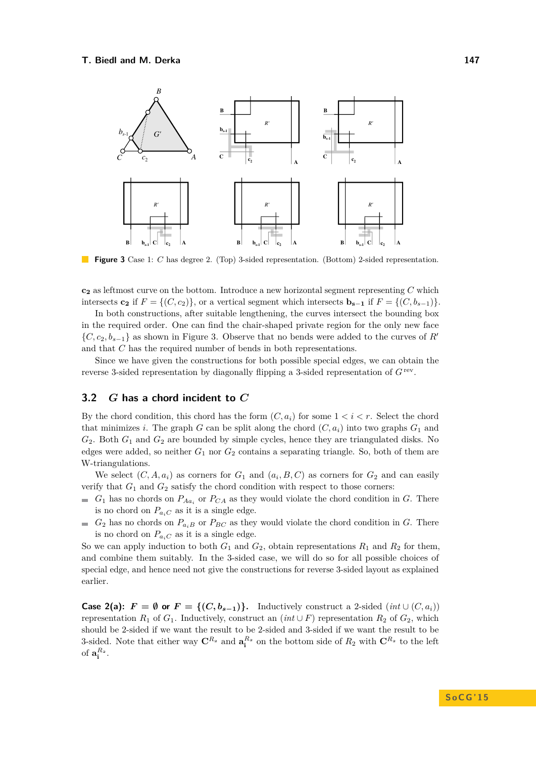**Figure 3** Case 1: $C$ has degree 2. (Top) 3-sided representation. (Bottom) 2-sided representation.

$\mathbf{c_2}$ as leftmost curve on the bottom. Introduce a new horizontal segment representing $C$ which intersects $\mathbf{c_2}$ if $F = \{(C, c_2)\}$, or a vertical segment which intersects $\mathbf{b_{s-1}}$ if $F = \{(C, b_{s-1})\}$.

In both constructions, after suitable lengthening, the curves intersect the bounding box in the required order. One can find the chair-shaped private region for the only new face $\{C, c_2, b_{s-1}\}$ as shown in Figure 3. Observe that no bends were added to the curves of $R'$ and that $C$ has the required number of bends in both representations.

Since we have given the constructions for both possible special edges, we can obtain the reverse 3-sided representation by diagonally flipping a 3-sided representation of $G^{\text{rev}}$.

## 3.2 $G$ has a chord incident to $C$

By the chord condition, this chord has the form $(C, a_i)$ for some $1 < i < r$. Select the chord that minimizes $i$. The graph $G$ can be split along the chord $(C, a_i)$ into two graphs $G_1$ and $G_2$. Both $G_1$ and $G_2$ are bounded by simple cycles, hence they are triangulated disks. No edges were added, so neither $G_1$ nor $G_2$ contains a separating triangle. So, both of them are W-triangulations.

We select $(C, A, a_i)$ as corners for $G_1$ and $(a_i, B, C)$ as corners for $G_2$ and can easily verify that $G_1$ and $G_2$ satisfy the chord condition with respect to those corners:

- $G_1$ has no chords on $P_{Aa_i}$ or $P_{CA}$ as they would violate the chord condition in $G$. There is no chord on $P_{a_iC}$ as it is a single edge.
- $G_2$ has no chords on $P_{a_iB}$ or $P_{BC}$ as they would violate the chord condition in $G$. There is no chord on $P_{a_iC}$ as it is a single edge.

So we can apply induction to both $G_1$ and $G_2$, obtain representations $R_1$ and $R_2$ for them, and combine them suitably. In the 3-sided case, we will do so for all possible choices of special edge, and hence need not give the constructions for reverse 3-sided layout as explained earlier.

**Case 2(a): $F = \emptyset$ or $F = \{(C, b_{s-1})\}$.** Inductively construct a 2-sided $(\mathit{int} \cup (C, a_i))$ representation $R_1$ of $G_1$. Inductively, construct an $(\mathit{int} \cup F)$ representation $R_2$ of $G_2$, which should be 2-sided if we want the result to be 2-sided and 3-sided if we want the result to be 3-sided. Note that either way $\mathbf{C}^{R_2}$ and $\mathbf{a_i}^{R_2}$ on the bottom side of $R_2$ with $\mathbf{C}^{R_2}$ to the left of $\mathbf{a_i}^{R_2}$.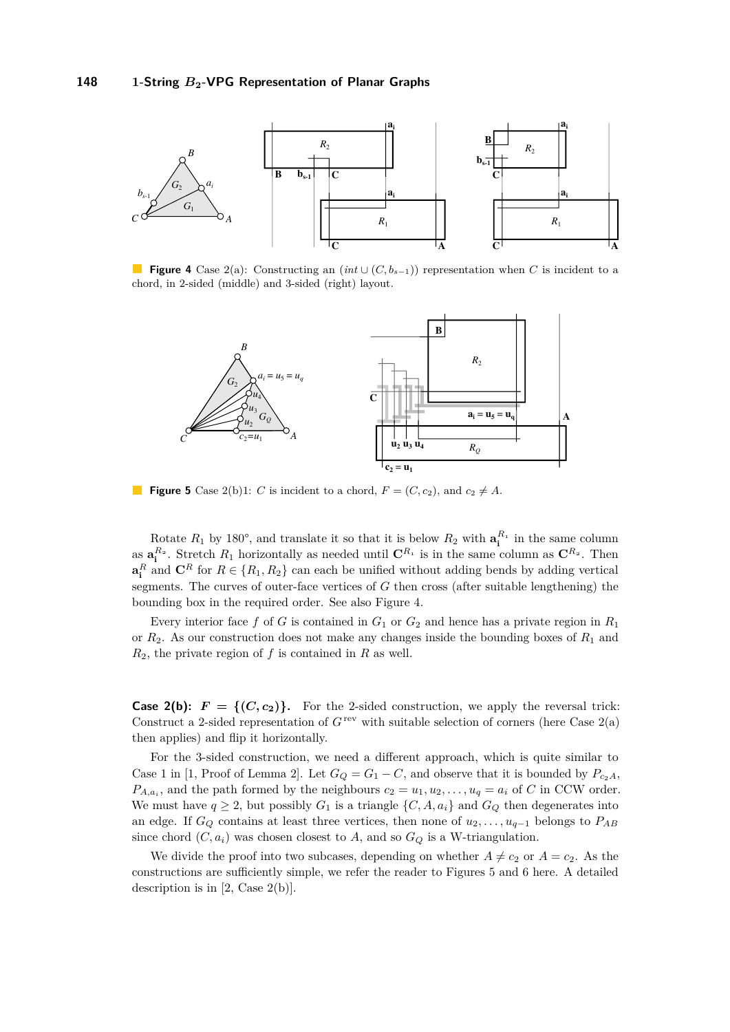**Figure 4** Case 2(a): Constructing an ($int \cup (C, b_{s-1})$) representation when $C$ is incident to a chord, in 2-sided (middle) and 3-sided (right) layout.

**Figure 5** Case 2(b)1: $C$ is incident to a chord, $F = (C, c_2)$, and $c_2 \neq A$.

Rotate $R_1$ by 180°, and translate it so that it is below $R_2$ with $\mathbf{a_i}^{R_1}$ in the same column as $\mathbf{a_i}^{R_2}$. Stretch $R_1$ horizontally as needed until $\mathbf{C}^{R_1}$ is in the same column as $\mathbf{C}^{R_2}$. Then $\mathbf{a_i}^{R}$ and $\mathbf{C}^{R}$ for $R \in \{R_1, R_2\}$ can each be unified without adding bends by adding vertical segments. The curves of outer-face vertices of $G$ then cross (after suitable lengthening) the bounding box in the required order. See also Figure 4.

Every interior face $f$ of $G$ is contained in $G_1$ or $G_2$ and hence has a private region in $R_1$ or $R_2$. As our construction does not make any changes inside the bounding boxes of $R_1$ and $R_2$, the private region of $f$ is contained in $R$ as well.

**Case 2(b): $F = \{(C, c_2)\}$.** For the 2-sided construction, we apply the reversal trick: Construct a 2-sided representation of $G^{\text{rev}}$ with suitable selection of corners (here Case 2(a) then applies) and flip it horizontally.

For the 3-sided construction, we need a different approach, which is quite similar to Case 1 in [1, Proof of Lemma 2]. Let $G_Q = G_1 - C$, and observe that it is bounded by $P_{c_2A}$, $P_{A,a_i}$, and the path formed by the neighbours $c_2 = u_1, u_2, \ldots, u_q = a_i$ of $C$ in CCW order. We must have $q \geq 2$, but possibly $G_1$ is a triangle $\{C, A, a_i\}$ and $G_Q$ then degenerates into an edge. If $G_Q$ contains at least three vertices, then none of $u_2, \ldots, u_{q-1}$ belongs to $P_{AB}$ since chord $(C, a_i)$ was chosen closest to $A$, and so $G_Q$ is a W-triangulation.

We divide the proof into two subcases, depending on whether $A \neq c_2$ or $A = c_2$. As the constructions are sufficiently simple, we refer the reader to Figures 5 and 6 here. A detailed description is in [2, Case 2(b)].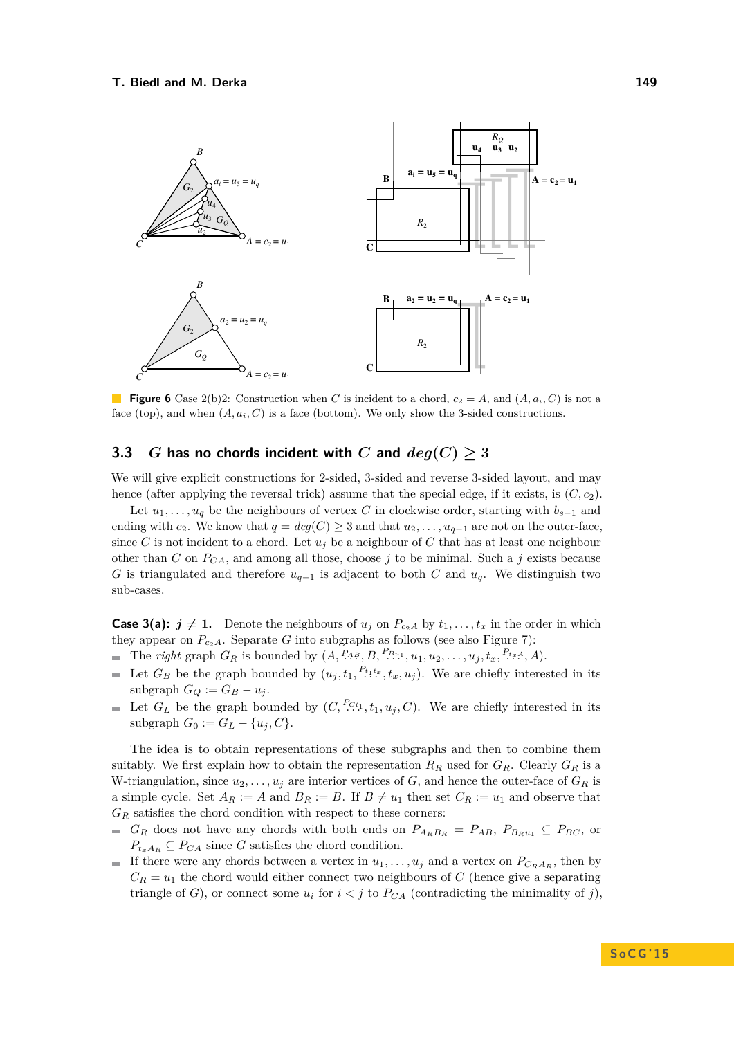**Figure 6** Case 2(b)2: Construction when $C$ is incident to a chord, $c_2 = A$, and $(A, a_i, C)$ is not a face (top), and when $(A, a_i, C)$ is a face (bottom). We only show the 3-sided constructions.

### 3.3 $G$ has no chords incident with $C$ and $deg(C) \geq 3$

We will give explicit constructions for 2-sided, 3-sided and reverse 3-sided layout, and may hence (after applying the reversal trick) assume that the special edge, if it exists, is $(C, c_2)$.

Let $u_1, \dots, u_q$ be the neighbours of vertex $C$ in clockwise order, starting with $b_{s-1}$ and ending with $c_2$. We know that $q = deg(C) \geq 3$ and that $u_2, \dots, u_{q-1}$ are not on the outer-face, since $C$ is not incident to a chord. Let $u_j$ be a neighbour of $C$ that has at least one neighbour other than $C$ on $P_{CA}$, and among all those, choose $j$ to be minimal. Such a $j$ exists because $G$ is triangulated and therefore $u_{q-1}$ is adjacent to both $C$ and $u_q$. We distinguish two sub-cases.

**Case 3(a): $j \neq 1$.** Denote the neighbours of $u_j$ on $P_{c_2A}$ by $t_1, \dots, t_x$ in the order in which they appear on $P_{c_2A}$. Separate $G$ into subgraphs as follows (see also Figure 7):

- The *right* graph $G_R$ is bounded by $(A, \overset{P_{AB}}{\dots}, B, \overset{P_{Bu_1}}{\dots}, u_1, u_2, \dots, u_j, t_x, \overset{P_{t_xA}}{\dots}, A)$.
- Let $G_B$ be the graph bounded by $(u_j, t_1, \overset{P_{t_1t_x}}{\dots}, t_x, u_j)$. We are chiefly interested in its subgraph $G_Q := G_B - u_j$.
- Let $G_L$ be the graph bounded by $(C, \overset{P_{Ct_1}}{\dots}, t_1, u_j, C)$. We are chiefly interested in its subgraph $G_0 := G_L - \{u_j, C\}$.

The idea is to obtain representations of these subgraphs and then to combine them suitably. We first explain how to obtain the representation $R_R$ used for $G_R$. Clearly $G_R$ is a W-triangulation, since $u_2, \dots, u_j$ are interior vertices of $G$, and hence the outer-face of $G_R$ is a simple cycle. Set $A_R := A$ and $B_R := B$. If $B \neq u_1$ then set $C_R := u_1$ and observe that $G_R$ satisfies the chord condition with respect to these corners:

- $G_R$ does not have any chords with both ends on $P_{A_RB_R} = P_{AB}$, $P_{B_Ru_1} \subseteq P_{BC}$, or $P_{t_xA_R} \subseteq P_{CA}$ since $G$ satisfies the chord condition.
- If there were any chords between a vertex in $u_1, \dots, u_j$ and a vertex on $P_{C_RA_R}$, then by $C_R = u_1$ the chord would either connect two neighbours of $C$ (hence give a separating triangle of $G$), or connect some $u_i$ for $i < j$ to $P_{CA}$ (contradicting the minimality of $j$),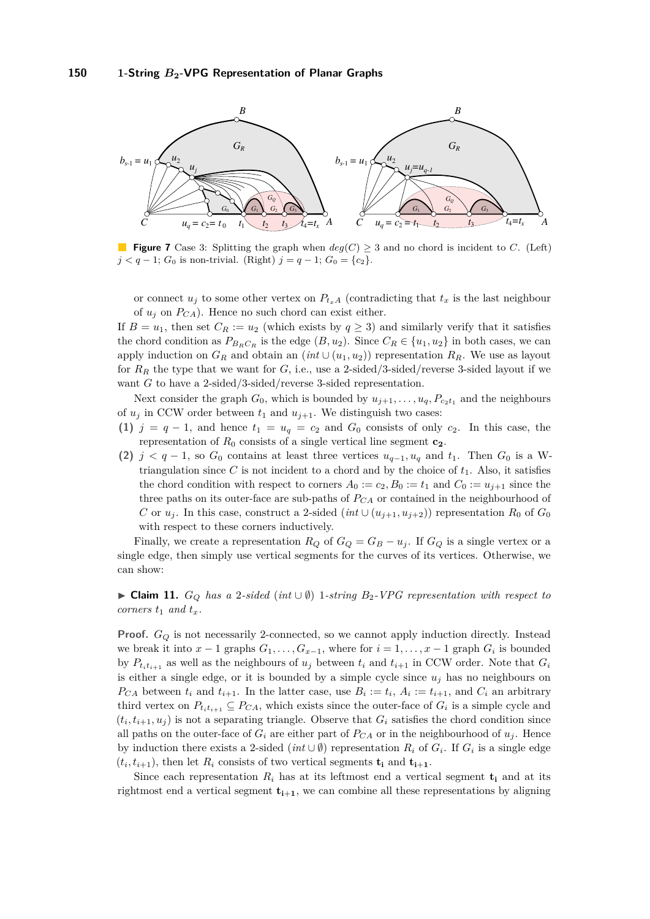**Figure 7** Case 3: Splitting the graph when $deg(C) \geq 3$ and no chord is incident to $C$. (Left) $j < q-1$; $G_0$ is non-trivial. (Right) $j = q-1$; $G_0 = \{c_2\}$.

or connect $u_j$ to some other vertex on $P_{t_x A}$ (contradicting that $t_x$ is the last neighbour of $u_j$ on $P_{CA}$). Hence no such chord can exist either.

If $B = u_1$, then set $C_R := u_2$ (which exists by $q \geq 3$) and similarly verify that it satisfies the chord condition as $P_{B_R C_R}$ is the edge $(B, u_2)$. Since $C_R \in \{u_1, u_2\}$ in both cases, we can apply induction on $G_R$ and obtain an $(int \cup (u_1, u_2))$ representation $R_R$. We use as layout for $R_R$ the type that we want for $G$, i.e., use a 2-sided/3-sided/reverse 3-sided layout if we want $G$ to have a 2-sided/3-sided/reverse 3-sided representation.

Next consider the graph $G_0$, which is bounded by $u_{j+1}, \dots, u_q, P_{c_2 t_1}$ and the neighbours of $u_j$ in CCW order between $t_1$ and $u_{j+1}$. We distinguish two cases:

**(1)** $j = q-1$, and hence $t_1 = u_q = c_2$ and $G_0$ consists of only $c_2$. In this case, the representation of $R_0$ consists of a single vertical line segment $\mathbf{c_2}$.

**(2)** $j < q-1$, so $G_0$ contains at least three vertices $u_{q-1}, u_q$ and $t_1$. Then $G_0$ is a W-triangulation since $C$ is not incident to a chord and by the choice of $t_1$. Also, it satisfies the chord condition with respect to corners $A_0 := c_2, B_0 := t_1$ and $C_0 := u_{j+1}$ since the three paths on its outer-face are sub-paths of $P_{CA}$ or contained in the neighbourhood of $C$ or $u_j$. In this case, construct a 2-sided $(int \cup (u_{j+1}, u_{j+2}))$ representation $R_0$ of $G_0$ with respect to these corners inductively.

Finally, we create a representation $R_Q$ of $G_Q = G_B - u_j$. If $G_Q$ is a single vertex or a single edge, then simply use vertical segments for the curves of its vertices. Otherwise, we can show:

▶ **Claim 11.** *$G_Q$ has a 2-sided $(int \cup \emptyset)$ 1-string $B_2$-VPG representation with respect to corners $t_1$ and $t_x$.*

**Proof.** $G_Q$ is not necessarily 2-connected, so we cannot apply induction directly. Instead we break it into $x-1$ graphs $G_1, \dots, G_{x-1}$, where for $i = 1, \dots, x-1$ graph $G_i$ is bounded by $P_{t_i t_{i+1}}$ as well as the neighbours of $u_j$ between $t_i$ and $t_{i+1}$ in CCW order. Note that $G_i$ is either a single edge, or it is bounded by a simple cycle since $u_j$ has no neighbours on $P_{CA}$ between $t_i$ and $t_{i+1}$. In the latter case, use $B_i := t_i$, $A_i := t_{i+1}$, and $C_i$ an arbitrary third vertex on $P_{t_i t_{i+1}} \subseteq P_{CA}$, which exists since the outer-face of $G_i$ is a simple cycle and $(t_i, t_{i+1}, u_j)$ is not a separating triangle. Observe that $G_i$ satisfies the chord condition since all paths on the outer-face of $G_i$ are either part of $P_{CA}$ or in the neighbourhood of $u_j$. Hence by induction there exists a 2-sided $(int \cup \emptyset)$ representation $R_i$ of $G_i$. If $G_i$ is a single edge $(t_i, t_{i+1})$, then let $R_i$ consists of two vertical segments $\mathbf{t_i}$ and $\mathbf{t_{i+1}}$.

Since each representation $R_i$ has at its leftmost end a vertical segment $\mathbf{t_i}$ and at its rightmost end a vertical segment $\mathbf{t_{i+1}}$, we can combine all these representations by aligning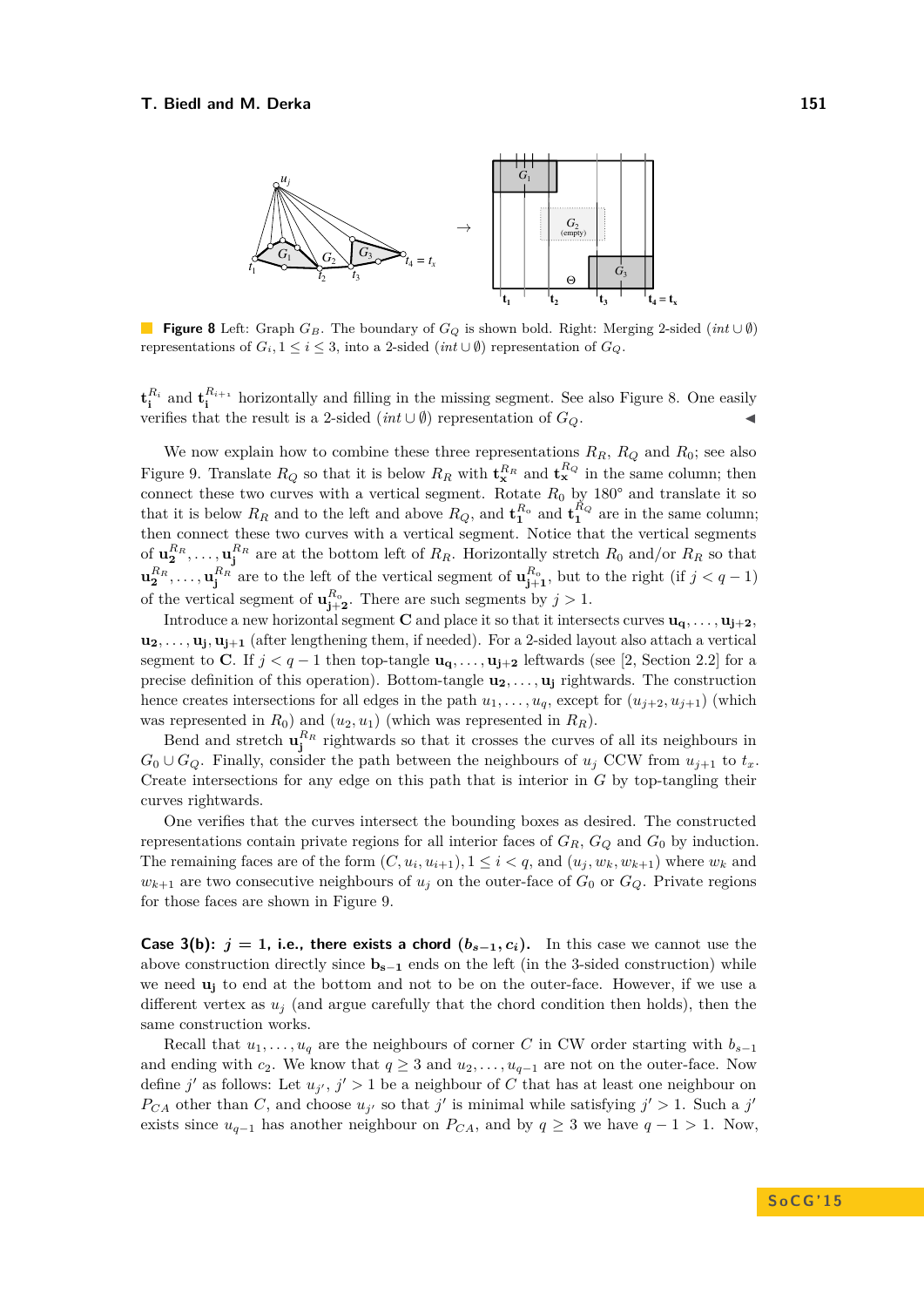**Figure 8** Left: Graph $G_B$. The boundary of $G_Q$ is shown bold. Right: Merging 2-sided $(int \cup \emptyset)$ representations of $G_i, 1 \le i \le 3$, into a 2-sided $(int \cup \emptyset)$ representation of $G_Q$.

$\mathbf{t_i}^{R_i}$ and $\mathbf{t_i}^{R_{i+1}}$ horizontally and filling in the missing segment. See also Figure 8. One easily verifies that the result is a 2-sided $(int \cup \emptyset)$ representation of $G_Q$. ◀

We now explain how to combine these three representations $R_R$, $R_Q$ and $R_0$; see also Figure 9. Translate $R_Q$ so that it is below $R_R$ with $\mathbf{t_x}^{R_R}$ and $\mathbf{t_x}^{R_Q}$ in the same column; then connect these two curves with a vertical segment. Rotate $R_0$ by 180° and translate it so that it is below $R_R$ and to the left and above $R_Q$, and $\mathbf{t_1}^{R_o}$ and $\mathbf{t_1}^{R_Q}$ are in the same column; then connect these two curves with a vertical segment. Notice that the vertical segments of $\mathbf{u_2}^{R_R}, \dots, \mathbf{u_j}^{R_R}$ are at the bottom left of $R_R$. Horizontally stretch $R_0$ and/or $R_R$ so that $\mathbf{u_2}^{R_R}, \dots, \mathbf{u_j}^{R_R}$ are to the left of the vertical segment of $\mathbf{u_{j+1}}^{R_o}$, but to the right (if $j < q-1$) of the vertical segment of $\mathbf{u_{j+2}}^{R_o}$. There are such segments by $j > 1$.

Introduce a new horizontal segment $\mathbf{C}$ and place it so that it intersects curves $\mathbf{u_q}, \dots, \mathbf{u_{j+2}}$, $\mathbf{u_2}, \dots, \mathbf{u_j}, \mathbf{u_{j+1}}$ (after lengthening them, if needed). For a 2-sided layout also attach a vertical segment to $\mathbf{C}$. If $j < q-1$ then top-tangle $\mathbf{u_q}, \dots, \mathbf{u_{j+2}}$ leftwards (see [2, Section 2.2] for a precise definition of this operation). Bottom-tangle $\mathbf{u_2}, \dots, \mathbf{u_j}$ rightwards. The construction hence creates intersections for all edges in the path $u_1, \dots, u_q$, except for $(u_{j+2}, u_{j+1})$ (which was represented in $R_0$) and $(u_2, u_1)$ (which was represented in $R_R$).

Bend and stretch $\mathbf{u_j}^{R_R}$ rightwards so that it crosses the curves of all its neighbours in $G_0 \cup G_Q$. Finally, consider the path between the neighbours of $u_j$ CCW from $u_{j+1}$ to $t_x$. Create intersections for any edge on this path that is interior in $G$ by top-tangling their curves rightwards.

One verifies that the curves intersect the bounding boxes as desired. The constructed representations contain private regions for all interior faces of $G_R$, $G_Q$ and $G_0$ by induction. The remaining faces are of the form $(C, u_i, u_{i+1}), 1 \le i < q$, and $(u_j, w_k, w_{k+1})$ where $w_k$ and $w_{k+1}$ are two consecutive neighbours of $u_j$ on the outer-face of $G_0$ or $G_Q$. Private regions for those faces are shown in Figure 9.

**Case 3(b): $j = 1$, i.e., there exists a chord $(b_{s-1}, c_i)$.** In this case we cannot use the above construction directly since $\mathbf{b_{s-1}}$ ends on the left (in the 3-sided construction) while we need $\mathbf{u_j}$ to end at the bottom and not to be on the outer-face. However, if we use a different vertex as $u_j$ (and argue carefully that the chord condition then holds), then the same construction works.

Recall that $u_1, \dots, u_q$ are the neighbours of corner $C$ in CW order starting with $b_{s-1}$ and ending with $c_2$. We know that $q \ge 3$ and $u_2, \dots, u_{q-1}$ are not on the outer-face. Now define $j'$ as follows: Let $u_{j'}$, $j' > 1$ be a neighbour of $C$ that has at least one neighbour on $P_{CA}$ other than $C$, and choose $u_{j'}$ so that $j'$ is minimal while satisfying $j' > 1$. Such a $j'$ exists since $u_{q-1}$ has another neighbour on $P_{CA}$, and by $q \ge 3$ we have $q - 1 > 1$. Now,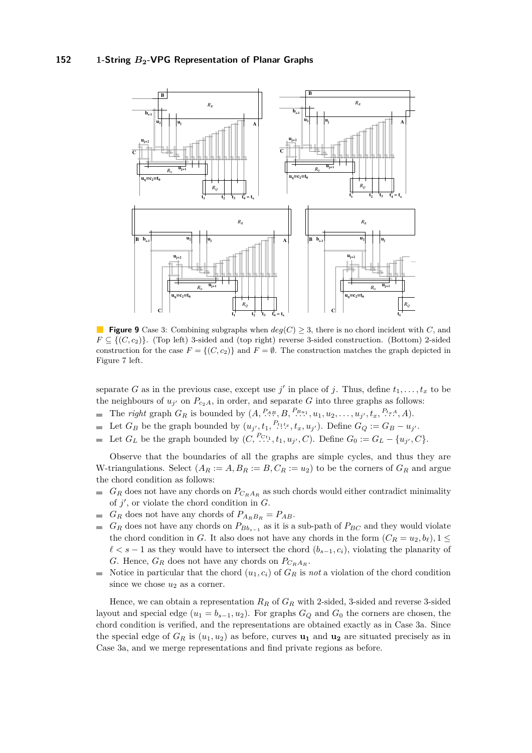**Figure 9** Case 3: Combining subgraphs when $deg(C) \geq 3$, there is no chord incident with $C$, and $F \subseteq \{(C, c_2)\}$. (Top left) 3-sided and (top right) reverse 3-sided construction. (Bottom) 2-sided construction for the case $F = \{(C, c_2)\}$ and $F = \emptyset$. The construction matches the graph depicted in Figure 7 left.

separate $G$ as in the previous case, except use $j'$ in place of $j$. Thus, define $t_1, \ldots, t_x$ to be the neighbours of $u_{j'}$ on $P_{c_2 A}$, in order, and separate $G$ into three graphs as follows:

- The *right* graph $G_R$ is bounded by $(A, \overset{P_{AB}}{\cdots}, B, \overset{P_{Bu_1}}{\cdots}, u_1, u_2, \ldots, u_{j'}, t_x, \overset{P_{t_x A}}{\cdots}, A)$.
- Let $G_B$ be the graph bounded by $(u_{j'}, t_1, \overset{P_{t_1 t_x}}{\cdots}, t_x, u_{j'})$. Define $G_Q := G_B - u_{j'}$.
- Let $G_L$ be the graph bounded by $(C, \overset{P_{Ct_1}}{\cdots}, t_1, u_{j'}, C)$. Define $G_0 := G_L - \{u_{j'}, C\}$.

Observe that the boundaries of all the graphs are simple cycles, and thus they are W-triangulations. Select $(A_R := A, B_R := B, C_R := u_2)$ to be the corners of $G_R$ and argue the chord condition as follows:

- $G_R$ does not have any chords on $P_{C_R A_R}$ as such chords would either contradict minimality of $j'$, or violate the chord condition in $G$.
- $G_R$ does not have any chords of $P_{A_R B_R} = P_{AB}$.
- $G_R$ does not have any chords on $P_{Bb_{s-1}}$ as it is a sub-path of $P_{BC}$ and they would violate the chord condition in $G$. It also does not have any chords in the form $(C_R = u_2, b_\ell), 1 \leq \ell < s-1$ as they would have to intersect the chord $(b_{s-1}, c_i)$, violating the planarity of $G$. Hence, $G_R$ does not have any chords on $P_{C_R A_R}$.
- Notice in particular that the chord $(u_1, c_i)$ of $G_R$ is *not* a violation of the chord condition since we chose $u_2$ as a corner.

Hence, we can obtain a representation $R_R$ of $G_R$ with 2-sided, 3-sided and reverse 3-sided layout and special edge $(u_1 = b_{s-1}, u_2)$. For graphs $G_Q$ and $G_0$ the corners are chosen, the chord condition is verified, and the representations are obtained exactly as in Case 3a. Since the special edge of $G_R$ is $(u_1, u_2)$ as before, curves $\mathbf{u_1}$ and $\mathbf{u_2}$ are situated precisely as in Case 3a, and we merge representations and find private regions as before.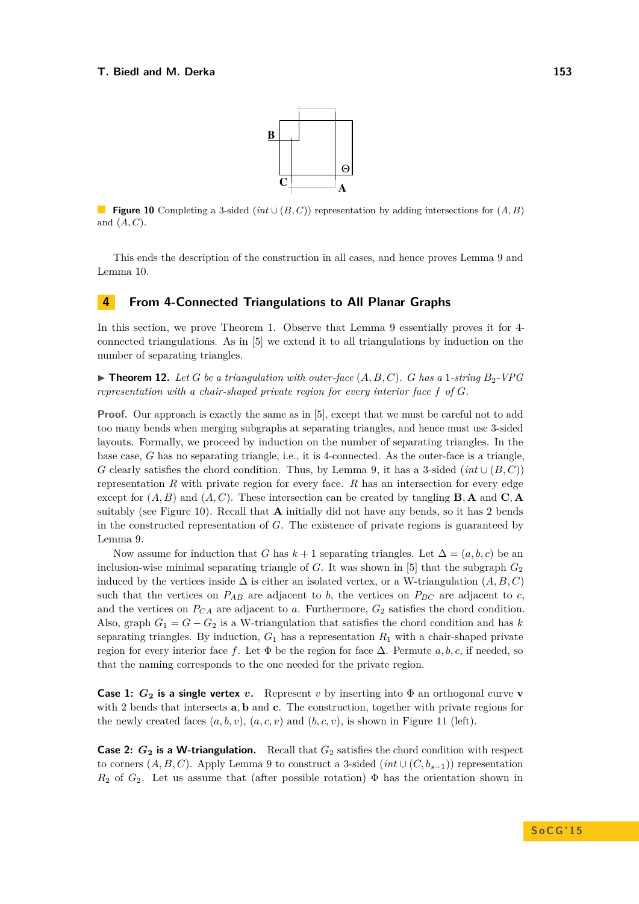**Figure 10** Completing a 3-sided $(int \cup (B, C))$ representation by adding intersections for $(A, B)$ and $(A, C)$.

This ends the description of the construction in all cases, and hence proves Lemma 9 and Lemma 10.

## 4 From 4-Connected Triangulations to All Planar Graphs

In this section, we prove Theorem 1. Observe that Lemma 9 essentially proves it for 4-connected triangulations. As in [5] we extend it to all triangulations by induction on the number of separating triangles.

▶ **Theorem 12.** *Let $G$ be a triangulation with outer-face $(A, B, C)$. $G$ has a 1-string $B_2$-VPG representation with a chair-shaped private region for every interior face $f$ of $G$.*

**Proof.** Our approach is exactly the same as in [5], except that we must be careful not to add too many bends when merging subgraphs at separating triangles, and hence must use 3-sided layouts. Formally, we proceed by induction on the number of separating triangles. In the base case, $G$ has no separating triangle, i.e., it is 4-connected. As the outer-face is a triangle, $G$ clearly satisfies the chord condition. Thus, by Lemma 9, it has a 3-sided $(int \cup (B, C))$ representation $R$ with private region for every face. $R$ has an intersection for every edge except for $(A, B)$ and $(A, C)$. These intersection can be created by tangling $\mathbf{B}, \mathbf{A}$ and $\mathbf{C}, \mathbf{A}$ suitably (see Figure 10). Recall that $\mathbf{A}$ initially did not have any bends, so it has 2 bends in the constructed representation of $G$. The existence of private regions is guaranteed by Lemma 9.

Now assume for induction that $G$ has $k + 1$ separating triangles. Let $\Delta = (a, b, c)$ be an inclusion-wise minimal separating triangle of $G$. It was shown in [5] that the subgraph $G_2$ induced by the vertices inside $\Delta$ is either an isolated vertex, or a W-triangulation $(A, B, C)$ such that the vertices on $P_{AB}$ are adjacent to $b$, the vertices on $P_{BC}$ are adjacent to $c$, and the vertices on $P_{CA}$ are adjacent to $a$. Furthermore, $G_2$ satisfies the chord condition. Also, graph $G_1 = G - G_2$ is a W-triangulation that satisfies the chord condition and has $k$ separating triangles. By induction, $G_1$ has a representation $R_1$ with a chair-shaped private region for every interior face $f$. Let $\Phi$ be the region for face $\Delta$. Permute $a, b, c$, if needed, so that the naming corresponds to the one needed for the private region.

**Case 1: $G_2$ is a single vertex $v$.** Represent $v$ by inserting into $\Phi$ an orthogonal curve $\mathbf{v}$ with 2 bends that intersects $\mathbf{a}, \mathbf{b}$ and $\mathbf{c}$. The construction, together with private regions for the newly created faces $(a, b, v)$, $(a, c, v)$ and $(b, c, v)$, is shown in Figure 11 (left).

**Case 2: $G_2$ is a W-triangulation.** Recall that $G_2$ satisfies the chord condition with respect to corners $(A, B, C)$. Apply Lemma 9 to construct a 3-sided $(int \cup (C, b_{s-1}))$ representation $R_2$ of $G_2$. Let us assume that (after possible rotation) $\Phi$ has the orientation shown in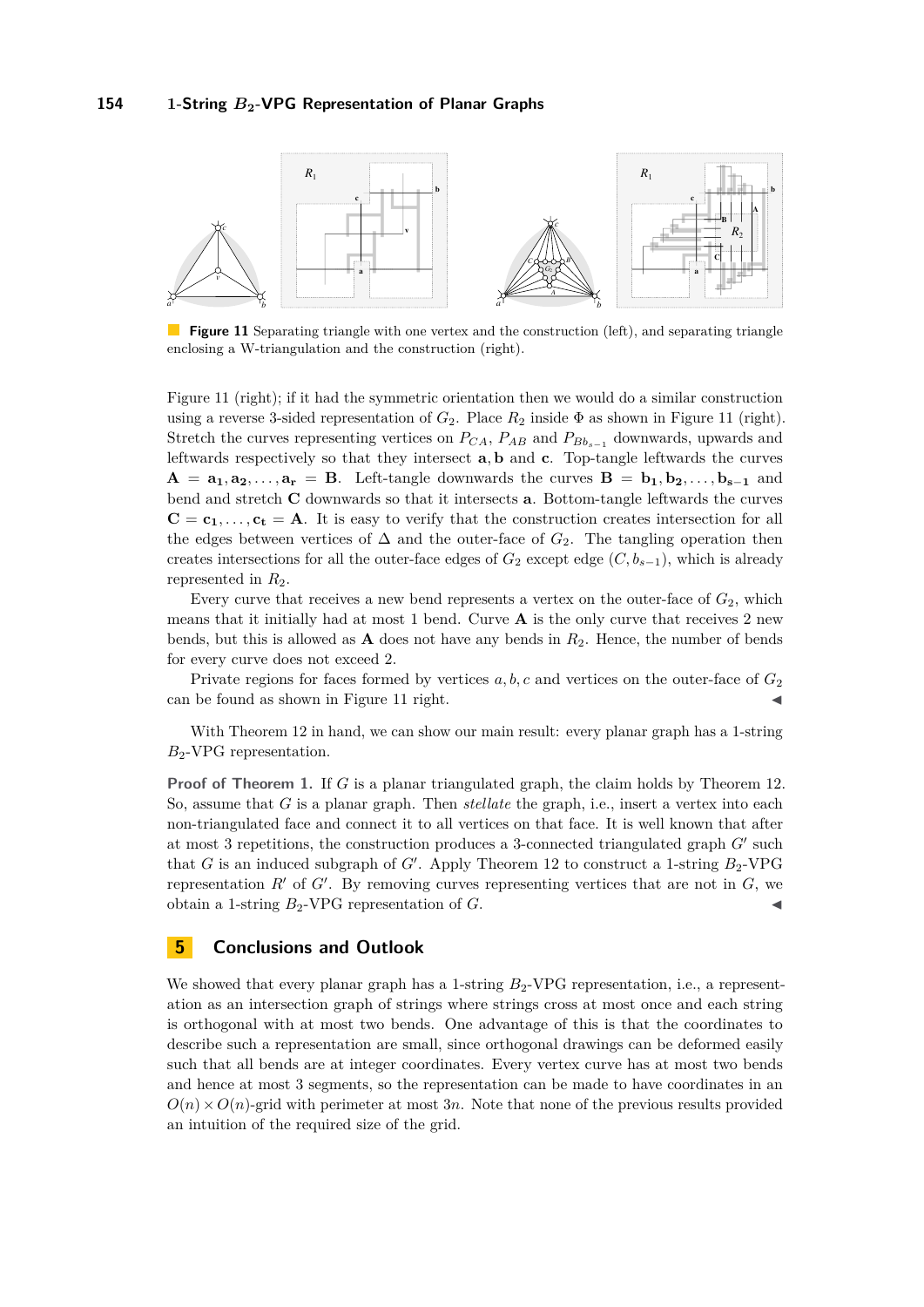**Figure 11** Separating triangle with one vertex and the construction (left), and separating triangle enclosing a W-triangulation and the construction (right).

Figure 11 (right); if it had the symmetric orientation then we would do a similar construction using a reverse 3-sided representation of $G_2$. Place $R_2$ inside $\Phi$ as shown in Figure 11 (right). Stretch the curves representing vertices on $P_{CA}$, $P_{AB}$ and $P_{Bb_{s-1}}$ downwards, upwards and leftwards respectively so that they intersect $\mathbf{a}, \mathbf{b}$ and $\mathbf{c}$. Top-tangle leftwards the curves $\mathbf{A} = \mathbf{a_1}, \mathbf{a_2}, \ldots, \mathbf{a_r} = \mathbf{B}$. Left-tangle downwards the curves $\mathbf{B} = \mathbf{b_1}, \mathbf{b_2}, \ldots, \mathbf{b_{s-1}}$ and bend and stretch $\mathbf{C}$ downwards so that it intersects $\mathbf{a}$. Bottom-tangle leftwards the curves $\mathbf{C} = \mathbf{c_1}, \ldots, \mathbf{c_t} = \mathbf{A}$. It is easy to verify that the construction creates intersection for all the edges between vertices of $\Delta$ and the outer-face of $G_2$. The tangling operation then creates intersections for all the outer-face edges of $G_2$ except edge $(C, b_{s-1})$, which is already represented in $R_2$.

Every curve that receives a new bend represents a vertex on the outer-face of $G_2$, which means that it initially had at most 1 bend. Curve $\mathbf{A}$ is the only curve that receives 2 new bends, but this is allowed as $\mathbf{A}$ does not have any bends in $R_2$. Hence, the number of bends for every curve does not exceed 2.

Private regions for faces formed by vertices $a, b, c$ and vertices on the outer-face of $G_2$ can be found as shown in Figure 11 right. ◀

With Theorem 12 in hand, we can show our main result: every planar graph has a 1-string $B_2$-VPG representation.

**Proof of Theorem 1.** If $G$ is a planar triangulated graph, the claim holds by Theorem 12. So, assume that $G$ is a planar graph. Then *stellate* the graph, i.e., insert a vertex into each non-triangulated face and connect it to all vertices on that face. It is well known that after at most 3 repetitions, the construction produces a 3-connected triangulated graph $G'$ such that $G$ is an induced subgraph of $G'$. Apply Theorem 12 to construct a 1-string $B_2$-VPG representation $R'$ of $G'$. By removing curves representing vertices that are not in $G$, we obtain a 1-string $B_2$-VPG representation of $G$. ◀

## 5 Conclusions and Outlook

We showed that every planar graph has a 1-string $B_2$-VPG representation, i.e., a representation as an intersection graph of strings where strings cross at most once and each string is orthogonal with at most two bends. One advantage of this is that the coordinates to describe such a representation are small, since orthogonal drawings can be deformed easily such that all bends are at integer coordinates. Every vertex curve has at most two bends and hence at most 3 segments, so the representation can be made to have coordinates in an $O(n) \times O(n)$-grid with perimeter at most $3n$. Note that none of the previous results provided an intuition of the required size of the grid.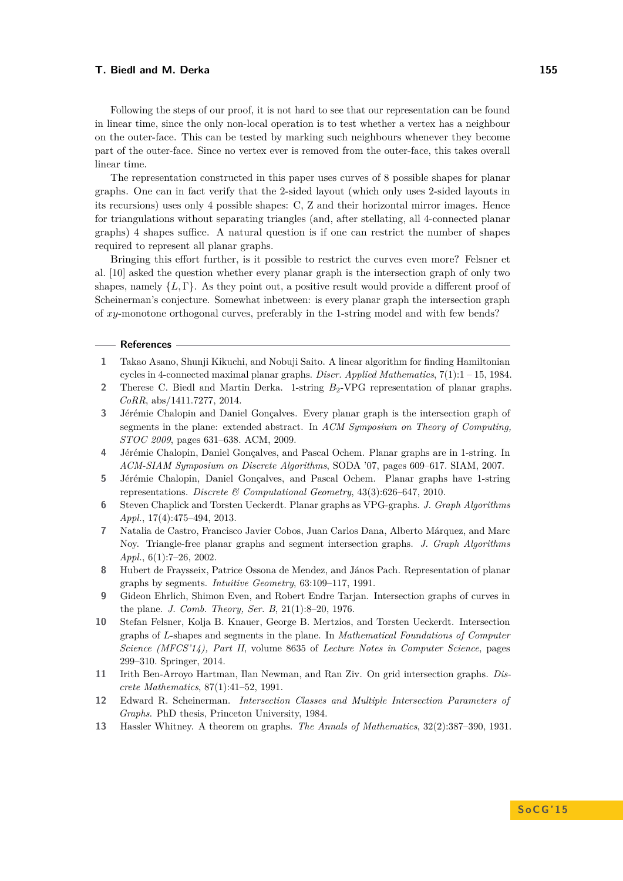Following the steps of our proof, it is not hard to see that our representation can be found in linear time, since the only non-local operation is to test whether a vertex has a neighbour on the outer-face. This can be tested by marking such neighbours whenever they become part of the outer-face. Since no vertex ever is removed from the outer-face, this takes overall linear time.

The representation constructed in this paper uses curves of 8 possible shapes for planar graphs. One can in fact verify that the 2-sided layout (which only uses 2-sided layouts in its recursions) uses only 4 possible shapes: C, Z and their horizontal mirror images. Hence for triangulations without separating triangles (and, after stellating, all 4-connected planar graphs) 4 shapes suffice. A natural question is if one can restrict the number of shapes required to represent all planar graphs.

Bringing this effort further, is it possible to restrict the curves even more? Felsner et al. [10] asked the question whether every planar graph is the intersection graph of only two shapes, namely $\{L, \Gamma\}$. As they point out, a positive result would provide a different proof of Scheinerman's conjecture. Somewhat inbetween: is every planar graph the intersection graph of $xy$-monotone orthogonal curves, preferably in the 1-string model and with few bends?

## References

1. Takao Asano, Shunji Kikuchi, and Nobuji Saito. A linear algorithm for finding Hamiltonian cycles in 4-connected maximal planar graphs. *Discr. Applied Mathematics*, 7(1):1 – 15, 1984.
2. Therese C. Biedl and Martin Derka. 1-string $B_2$-VPG representation of planar graphs. *CoRR*, abs/1411.7277, 2014.
3. Jérémie Chalopin and Daniel Gonçalves. Every planar graph is the intersection graph of segments in the plane: extended abstract. In *ACM Symposium on Theory of Computing, STOC 2009*, pages 631–638. ACM, 2009.
4. Jérémie Chalopin, Daniel Gonçalves, and Pascal Ochem. Planar graphs are in 1-string. In *ACM-SIAM Symposium on Discrete Algorithms*, SODA '07, pages 609–617. SIAM, 2007.
5. Jérémie Chalopin, Daniel Gonçalves, and Pascal Ochem. Planar graphs have 1-string representations. *Discrete & Computational Geometry*, 43(3):626–647, 2010.
6. Steven Chaplick and Torsten Ueckerdt. Planar graphs as VPG-graphs. *J. Graph Algorithms Appl.*, 17(4):475–494, 2013.
7. Natalia de Castro, Francisco Javier Cobos, Juan Carlos Dana, Alberto Márquez, and Marc Noy. Triangle-free planar graphs and segment intersection graphs. *J. Graph Algorithms Appl.*, 6(1):7–26, 2002.
8. Hubert de Fraysseix, Patrice Ossona de Mendez, and János Pach. Representation of planar graphs by segments. *Intuitive Geometry*, 63:109–117, 1991.
9. Gideon Ehrlich, Shimon Even, and Robert Endre Tarjan. Intersection graphs of curves in the plane. *J. Comb. Theory, Ser. B*, 21(1):8–20, 1976.
10. Stefan Felsner, Kolja B. Knauer, George B. Mertzios, and Torsten Ueckerdt. Intersection graphs of $L$-shapes and segments in the plane. In *Mathematical Foundations of Computer Science (MFCS'14), Part II*, volume 8635 of *Lecture Notes in Computer Science*, pages 299–310. Springer, 2014.
11. Irith Ben-Arroyo Hartman, Ilan Newman, and Ran Ziv. On grid intersection graphs. *Discrete Mathematics*, 87(1):41–52, 1991.
12. Edward R. Scheinerman. *Intersection Classes and Multiple Intersection Parameters of Graphs*. PhD thesis, Princeton University, 1984.
13. Hassler Whitney. A theorem on graphs. *The Annals of Mathematics*, 32(2):387–390, 1931.